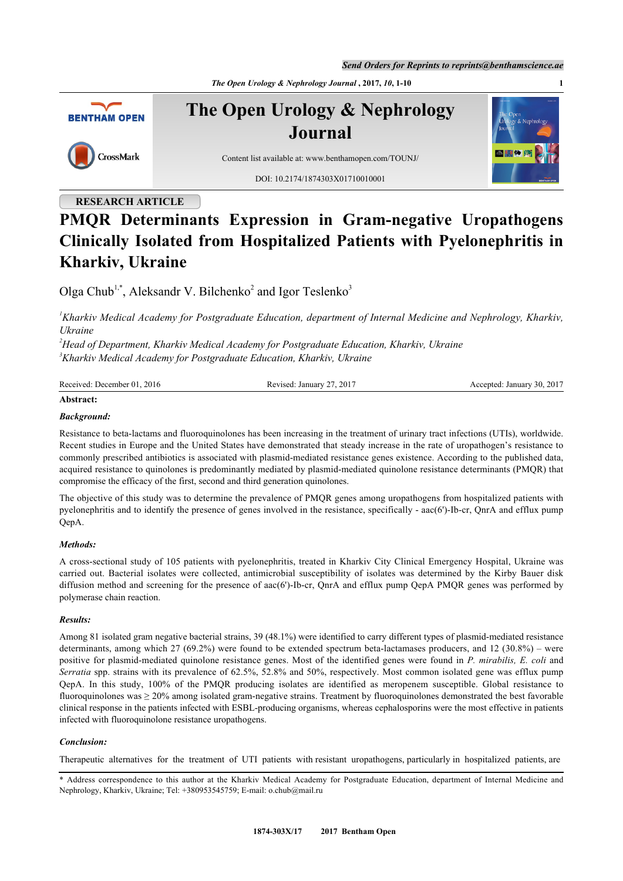RESEARCH ARTICLE

# PMQR Determinants Expression in Gram-negative Uropathogens Clinically Isolated from Hospitalized Patients with Pyelonephritis in Kharkiv, Ukraine

Olga Chub[1,*], Aleksandr V. Bilchenko[2] and Igor Teslenko[3]

[1]*Kharkiv Medical Academy for Postgraduate Education, department of Internal Medicine and Nephrology, Kharkiv, Ukraine*
[2]*Head of Department, Kharkiv Medical Academy for Postgraduate Education, Kharkiv, Ukraine*
[3]*Kharkiv Medical Academy for Postgraduate Education, Kharkiv, Ukraine*

Received: December 01, 2016 Revised: January 27, 2017 Accepted: January 30, 2017

**Abstract:**

***Background:***

Resistance to beta-lactams and fluoroquinolones has been increasing in the treatment of urinary tract infections (UTIs), worldwide. Recent studies in Europe and the United States have demonstrated that steady increase in the rate of uropathogen's resistance to commonly prescribed antibiotics is associated with plasmid-mediated resistance genes existence. According to the published data, acquired resistance to quinolones is predominantly mediated by plasmid-mediated quinolone resistance determinants (PMQR) that compromise the efficacy of the first, second and third generation quinolones.

The objective of this study was to determine the prevalence of PMQR genes among uropathogens from hospitalized patients with pyelonephritis and to identify the presence of genes involved in the resistance, specifically - aac(6')-Ib-cr, QnrA and efflux pump QepA.

***Methods:***

A cross-sectional study of 105 patients with pyelonephritis, treated in Kharkiv City Clinical Emergency Hospital, Ukraine was carried out. Bacterial isolates were collected, antimicrobial susceptibility of isolates was determined by the Kirby Bauer disk diffusion method and screening for the presence of aac(6')-Ib-cr, QnrA and efflux pump QepA PMQR genes was performed by polymerase chain reaction.

***Results:***

Among 81 isolated gram negative bacterial strains, 39 (48.1%) were identified to carry different types of plasmid-mediated resistance determinants, among which 27 (69.2%) were found to be extended spectrum beta-lactamases producers, and 12 (30.8%) – were positive for plasmid-mediated quinolone resistance genes. Most of the identified genes were found in *P. mirabilis, E. coli* and *Serratia* spp. strains with its prevalence of 62.5%, 52.8% and 50%, respectively. Most common isolated gene was efflux pump QepA. In this study, 100% of the PMQR producing isolates are identified as meropenem susceptible. Global resistance to fluoroquinolones was ≥ 20% among isolated gram-negative strains. Treatment by fluoroquinolones demonstrated the best favorable clinical response in the patients infected with ESBL-producing organisms, whereas cephalosporins were the most effective in patients infected with fluoroquinolone resistance uropathogens.

***Conclusion:***

Therapeutic alternatives for the treatment of UTI patients with resistant uropathogens, particularly in hospitalized patients, are

* Address correspondence to this author at the Kharkiv Medical Academy for Postgraduate Education, department of Internal Medicine and Nephrology, Kharkiv, Ukraine; Tel: +380953545759; E-mail: o.chub@mail.ru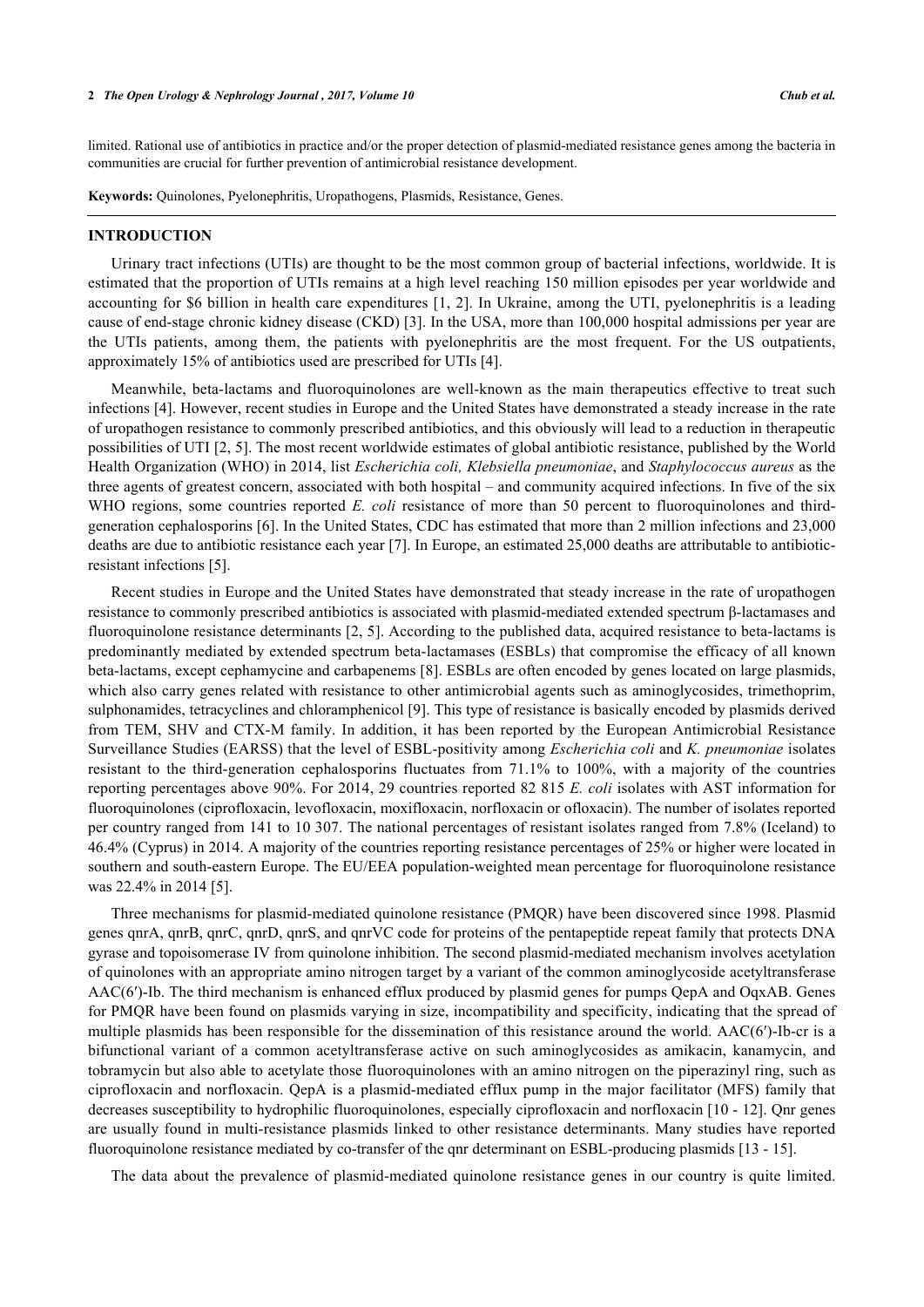limited. Rational use of antibiotics in practice and/or the proper detection of plasmid-mediated resistance genes among the bacteria in communities are crucial for further prevention of antimicrobial resistance development.

**Keywords:** Quinolones, Pyelonephritis, Uropathogens, Plasmids, Resistance, Genes.

## INTRODUCTION

Urinary tract infections (UTIs) are thought to be the most common group of bacterial infections, worldwide. It is estimated that the proportion of UTIs remains at a high level reaching 150 million episodes per year worldwide and accounting for $6 billion in health care expenditures [1, 2]. In Ukraine, among the UTI, pyelonephritis is a leading cause of end-stage chronic kidney disease (CKD) [3]. In the USA, more than 100,000 hospital admissions per year are the UTIs patients, among them, the patients with pyelonephritis are the most frequent. For the US outpatients, approximately 15% of antibiotics used are prescribed for UTIs [4].

Meanwhile, beta-lactams and fluoroquinolones are well-known as the main therapeutics effective to treat such infections [4]. However, recent studies in Europe and the United States have demonstrated a steady increase in the rate of uropathogen resistance to commonly prescribed antibiotics, and this obviously will lead to a reduction in therapeutic possibilities of UTI [2, 5]. The most recent worldwide estimates of global antibiotic resistance, published by the World Health Organization (WHO) in 2014, list *Escherichia coli, Klebsiella pneumoniae*, and *Staphylococcus aureus* as the three agents of greatest concern, associated with both hospital – and community acquired infections. In five of the six WHO regions, some countries reported *E. coli* resistance of more than 50 percent to fluoroquinolones and third-generation cephalosporins [6]. In the United States, CDC has estimated that more than 2 million infections and 23,000 deaths are due to antibiotic resistance each year [7]. In Europe, an estimated 25,000 deaths are attributable to antibiotic-resistant infections [5].

Recent studies in Europe and the United States have demonstrated that steady increase in the rate of uropathogen resistance to commonly prescribed antibiotics is associated with plasmid-mediated extended spectrum β-lactamases and fluoroquinolone resistance determinants [2, 5]. According to the published data, acquired resistance to beta-lactams is predominantly mediated by extended spectrum beta-lactamases (ESBLs) that compromise the efficacy of all known beta-lactams, except cephamycine and carbapenems [8]. ESBLs are often encoded by genes located on large plasmids, which also carry genes related with resistance to other antimicrobial agents such as aminoglycosides, trimethoprim, sulphonamides, tetracyclines and chloramphenicol [9]. This type of resistance is basically encoded by plasmids derived from TEM, SHV and CTX-M family. In addition, it has been reported by the European Antimicrobial Resistance Surveillance Studies (EARSS) that the level of ESBL-positivity among *Escherichia coli* and *K. pneumoniae* isolates resistant to the third-generation cephalosporins fluctuates from 71.1% to 100%, with a majority of the countries reporting percentages above 90%. For 2014, 29 countries reported 82 815 *E. coli* isolates with AST information for fluoroquinolones (ciprofloxacin, levofloxacin, moxifloxacin, norfloxacin or ofloxacin). The number of isolates reported per country ranged from 141 to 10 307. The national percentages of resistant isolates ranged from 7.8% (Iceland) to 46.4% (Cyprus) in 2014. A majority of the countries reporting resistance percentages of 25% or higher were located in southern and south-eastern Europe. The EU/EEA population-weighted mean percentage for fluoroquinolone resistance was 22.4% in 2014 [5].

Three mechanisms for plasmid-mediated quinolone resistance (PMQR) have been discovered since 1998. Plasmid genes qnrA, qnrB, qnrC, qnrD, qnrS, and qnrVC code for proteins of the pentapeptide repeat family that protects DNA gyrase and topoisomerase IV from quinolone inhibition. The second plasmid-mediated mechanism involves acetylation of quinolones with an appropriate amino nitrogen target by a variant of the common aminoglycoside acetyltransferase AAC(6′)-Ib. The third mechanism is enhanced efflux produced by plasmid genes for pumps QepA and OqxAB. Genes for PMQR have been found on plasmids varying in size, incompatibility and specificity, indicating that the spread of multiple plasmids has been responsible for the dissemination of this resistance around the world. AAC(6′)-Ib-cr is a bifunctional variant of a common acetyltransferase active on such aminoglycosides as amikacin, kanamycin, and tobramycin but also able to acetylate those fluoroquinolones with an amino nitrogen on the piperazinyl ring, such as ciprofloxacin and norfloxacin. QepA is a plasmid-mediated efflux pump in the major facilitator (MFS) family that decreases susceptibility to hydrophilic fluoroquinolones, especially ciprofloxacin and norfloxacin [10 - 12]. Qnr genes are usually found in multi-resistance plasmids linked to other resistance determinants. Many studies have reported fluoroquinolone resistance mediated by co-transfer of the qnr determinant on ESBL-producing plasmids [13 - 15].

The data about the prevalence of plasmid-mediated quinolone resistance genes in our country is quite limited.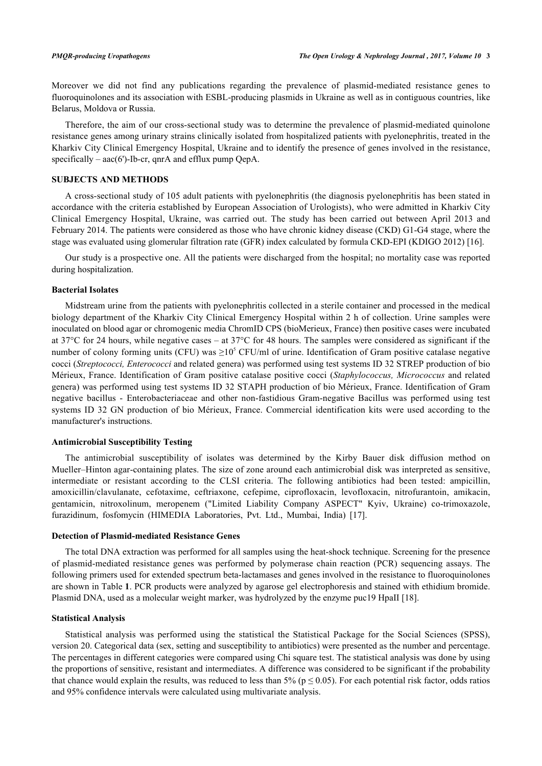Moreover we did not find any publications regarding the prevalence of plasmid-mediated resistance genes to fluoroquinolones and its association with ESBL-producing plasmids in Ukraine as well as in contiguous countries, like Belarus, Moldova or Russia.

Therefore, the aim of our cross-sectional study was to determine the prevalence of plasmid-mediated quinolone resistance genes among urinary strains clinically isolated from hospitalized patients with pyelonephritis, treated in the Kharkiv City Clinical Emergency Hospital, Ukraine and to identify the presence of genes involved in the resistance, specifically – aac(6')-Ib-cr, qnrA and efflux pump QepA.

## SUBJECTS AND METHODS

A cross-sectional study of 105 adult patients with pyelonephritis (the diagnosis pyelonephritis has been stated in accordance with the criteria established by European Association of Urologists), who were admitted in Kharkiv City Clinical Emergency Hospital, Ukraine, was carried out. The study has been carried out between April 2013 and February 2014. The patients were considered as those who have chronic kidney disease (CKD) G1-G4 stage, where the stage was evaluated using glomerular filtration rate (GFR) index calculated by formula CKD-EPI (KDIGO 2012) [16].

Our study is a prospective one. All the patients were discharged from the hospital; no mortality case was reported during hospitalization.

### Bacterial Isolates

Midstream urine from the patients with pyelonephritis collected in a sterile container and processed in the medical biology department of the Kharkiv City Clinical Emergency Hospital within 2 h of collection. Urine samples were inoculated on blood agar or chromogenic media ChromID CPS (bioMerieux, France) then positive cases were incubated at 37°C for 24 hours, while negative cases – at 37°C for 48 hours. The samples were considered as significant if the number of colony forming units (CFU) was $\geq 10^5$ CFU/ml of urine. Identification of Gram positive catalase negative cocci (*Streptococci, Enterococci* and related genera) was performed using test systems ID 32 STREP production of bio Mérieux, France. Identification of Gram positive catalase positive cocci (*Staphylococcus, Micrococcus* and related genera) was performed using test systems ID 32 STAPH production of bio Mérieux, France. Identification of Gram negative bacillus - Enterobacteriaceae and other non-fastidious Gram-negative Bacillus was performed using test systems ID 32 GN production of bio Mérieux, France. Commercial identification kits were used according to the manufacturer's instructions.

### Antimicrobial Susceptibility Testing

The antimicrobial susceptibility of isolates was determined by the Kirby Bauer disk diffusion method on Mueller–Hinton agar-containing plates. The size of zone around each antimicrobial disk was interpreted as sensitive, intermediate or resistant according to the CLSI criteria. The following antibiotics had been tested: ampicillin, amoxicillin/clavulanate, cefotaxime, ceftriaxone, cefepime, ciprofloxacin, levofloxacin, nitrofurantoin, amikacin, gentamicin, nitroxolinum, meropenem ("Limited Liability Company ASPECT" Kyiv, Ukraine) co-trimoxazole, furazidinum, fosfomycin (HIMEDIA Laboratories, Pvt. Ltd., Mumbai, India) [17].

### Detection of Plasmid-mediated Resistance Genes

The total DNA extraction was performed for all samples using the heat-shock technique. Screening for the presence of plasmid-mediated resistance genes was performed by polymerase chain reaction (PCR) sequencing assays. The following primers used for extended spectrum beta-lactamases and genes involved in the resistance to fluoroquinolones are shown in Table **1**. PCR products were analyzed by agarose gel electrophoresis and stained with ethidium bromide. Plasmid DNA, used as a molecular weight marker, was hydrolyzed by the enzyme puc19 HpaII [18].

### Statistical Analysis

Statistical analysis was performed using the statistical the Statistical Package for the Social Sciences (SPSS), version 20. Categorical data (sex, setting and susceptibility to antibiotics) were presented as the number and percentage. The percentages in different categories were compared using Chi square test. The statistical analysis was done by using the proportions of sensitive, resistant and intermediates. A difference was considered to be significant if the probability that chance would explain the results, was reduced to less than 5% ($p \leq 0.05$). For each potential risk factor, odds ratios and 95% confidence intervals were calculated using multivariate analysis.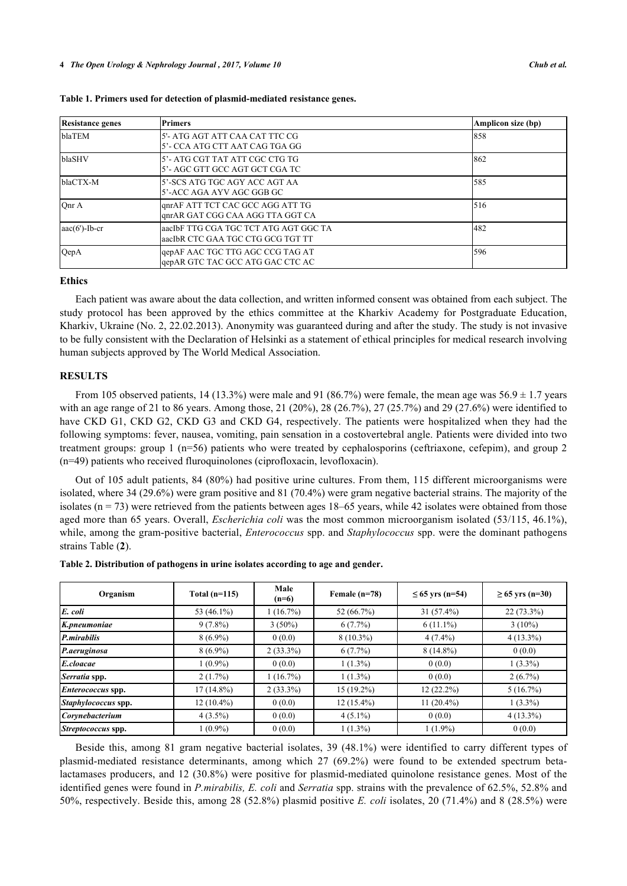**Table 1. Primers used for detection of plasmid-mediated resistance genes.**

| Resistance genes | Primers | Amplicon size (bp) |
|---|---|---|
| blaTEM | 5'- ATG AGT ATT CAA CAT TTC CG<br>5'- CCA ATG CTT AAT CAG TGA GG | 858 |
| blaSHV | 5'- ATG CGT TAT ATT CGC CTG TG<br>5'- AGC GTT GCC AGT GCT CGA TC | 862 |
| blaCTX-M | 5'-SCS ATG TGC AGY ACC AGT AA<br>5'-ACC AGA AYV AGC GGB GC | 585 |
| Qnr A | qnrAF ATT TCT CAC GCC AGG ATT TG<br>qnrAR GAT CGG CAA AGG TTA GGT CA | 516 |
| aac(6')-Ib-cr | aacIbF TTG CGA TGC TCT ATG AGT GGC TA<br>aacIbR CTC GAA TGC CTG GCG TGT TT | 482 |
| QepA | qepAF AAC TGC TTG AGC CCG TAG AT<br>qepAR GTC TAC GCC ATG GAC CTC AC | 596 |

## Ethics

Each patient was aware about the data collection, and written informed consent was obtained from each subject. The study protocol has been approved by the ethics committee at the Kharkiv Academy for Postgraduate Education, Kharkiv, Ukraine (No. 2, 22.02.2013). Anonymity was guaranteed during and after the study. The study is not invasive to be fully consistent with the Declaration of Helsinki as a statement of ethical principles for medical research involving human subjects approved by The World Medical Association.

## RESULTS

From 105 observed patients, 14 (13.3%) were male and 91 (86.7%) were female, the mean age was 56.9 ± 1.7 years with an age range of 21 to 86 years. Among those, 21 (20%), 28 (26.7%), 27 (25.7%) and 29 (27.6%) were identified to have CKD G1, CKD G2, CKD G3 and CKD G4, respectively. The patients were hospitalized when they had the following symptoms: fever, nausea, vomiting, pain sensation in a costovertebral angle. Patients were divided into two treatment groups: group 1 (n=56) patients who were treated by cephalosporins (ceftriaxone, cefepim), and group 2 (n=49) patients who received fluroquinolones (ciprofloxacin, levofloxacin).

Out of 105 adult patients, 84 (80%) had positive urine cultures. From them, 115 different microorganisms were isolated, where 34 (29.6%) were gram positive and 81 (70.4%) were gram negative bacterial strains. The majority of the isolates (n = 73) were retrieved from the patients between ages 18–65 years, while 42 isolates were obtained from those aged more than 65 years. Overall, *Escherichia coli* was the most common microorganism isolated (53/115, 46.1%), while, among the gram-positive bacterial, *Enterococcus* spp. and *Staphylococcus* spp. were the dominant pathogens strains Table (**2**).

**Table 2. Distribution of pathogens in urine isolates according to age and gender.**

| Organism | Total (n=115) | Male (n=6) | Female (n=78) | ≤ 65 yrs (n=54) | ≥ 65 yrs (n=30) |
|---|---|---|---|---|---|
| ***E. coli*** | 53 (46.1%) | 1 (16.7%) | 52 (66.7%) | 31 (57.4%) | 22 (73.3%) |
| ***K.pneumoniae*** | 9 (7.8%) | 3 (50%) | 6 (7.7%) | 6 (11.1%) | 3 (10%) |
| ***P.mirabilis*** | 8 (6.9%) | 0 (0.0) | 8 (10.3%) | 4 (7.4%) | 4 (13.3%) |
| ***P.aeruginosa*** | 8 (6.9%) | 2 (33.3%) | 6 (7.7%) | 8 (14.8%) | 0 (0.0) |
| ***E.cloacae*** | 1 (0.9%) | 0 (0.0) | 1 (1.3%) | 0 (0.0) | 1 (3.3%) |
| ***Serratia* spp.** | 2 (1.7%) | 1 (16.7%) | 1 (1.3%) | 0 (0.0) | 2 (6.7%) |
| ***Enterococcus* spp.** | 17 (14.8%) | 2 (33.3%) | 15 (19.2%) | 12 (22.2%) | 5 (16.7%) |
| ***Staphylococcus* spp.** | 12 (10.4%) | 0 (0.0) | 12 (15.4%) | 11 (20.4%) | 1 (3.3%) |
| ***Corynebacterium*** | 4 (3.5%) | 0 (0.0) | 4 (5.1%) | 0 (0.0) | 4 (13.3%) |
| ***Streptococcus* spp.** | 1 (0.9%) | 0 (0.0) | 1 (1.3%) | 1 (1.9%) | 0 (0.0) |

Beside this, among 81 gram negative bacterial isolates, 39 (48.1%) were identified to carry different types of plasmid-mediated resistance determinants, among which 27 (69.2%) were found to be extended spectrum beta-lactamases producers, and 12 (30.8%) were positive for plasmid-mediated quinolone resistance genes. Most of the identified genes were found in *P.mirabilis, E. coli* and *Serratia* spp. strains with the prevalence of 62.5%, 52.8% and 50%, respectively. Beside this, among 28 (52.8%) plasmid positive *E. coli* isolates, 20 (71.4%) and 8 (28.5%) were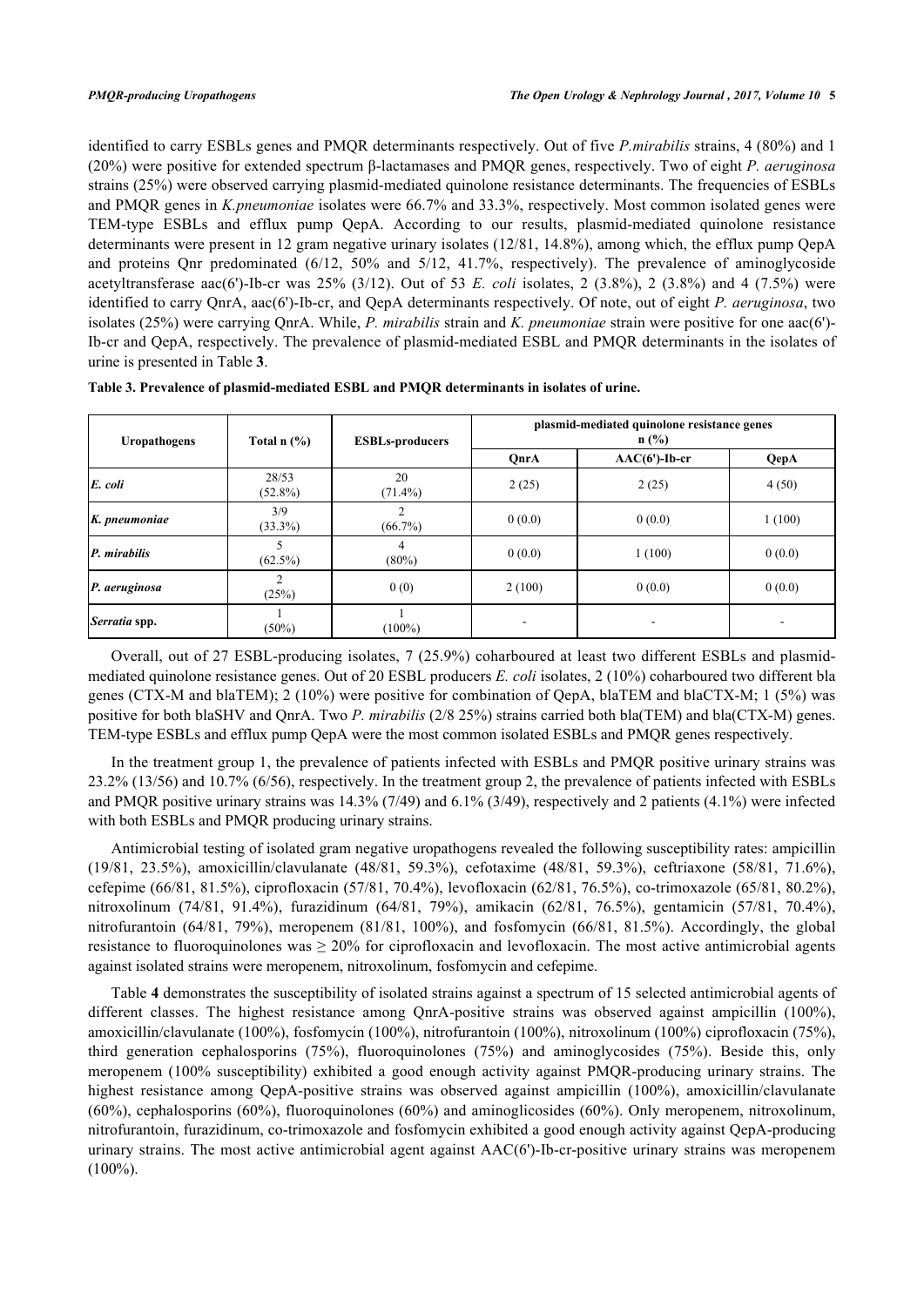identified to carry ESBLs genes and PMQR determinants respectively. Out of five *P.mirabilis* strains, 4 (80%) and 1 (20%) were positive for extended spectrum β-lactamases and PMQR genes, respectively. Two of eight *P. aeruginosa* strains (25%) were observed carrying plasmid-mediated quinolone resistance determinants. The frequencies of ESBLs and PMQR genes in *K.pneumoniae* isolates were 66.7% and 33.3%, respectively. Most common isolated genes were TEM-type ESBLs and efflux pump QepA. According to our results, plasmid-mediated quinolone resistance determinants were present in 12 gram negative urinary isolates (12/81, 14.8%), among which, the efflux pump QepA and proteins Qnr predominated (6/12, 50% and 5/12, 41.7%, respectively). The prevalence of aminoglycoside acetyltransferase aac(6')-Ib-cr was 25% (3/12). Out of 53 *E. coli* isolates, 2 (3.8%), 2 (3.8%) and 4 (7.5%) were identified to carry QnrA, aac(6')-Ib-cr, and QepA determinants respectively. Of note, out of eight *P. aeruginosa*, two isolates (25%) were carrying QnrA. While, *P. mirabilis* strain and *K. pneumoniae* strain were positive for one aac(6')-Ib-cr and QepA, respectively. The prevalence of plasmid-mediated ESBL and PMQR determinants in the isolates of urine is presented in Table **3**.

**Table 3. Prevalence of plasmid-mediated ESBL and PMQR determinants in isolates of urine.**

| Uropathogens | Total n (%) | ESBLs-producers | plasmid-mediated quinolone resistance genes n (%) | | |
|---|---|---|---|---|---|
| | | | QnrA | AAC(6')-Ib-cr | QepA |
| *E. coli* | 28/53 (52.8%) | 20 (71.4%) | 2 (25) | 2 (25) | 4 (50) |
| *K. pneumoniae* | 3/9 (33.3%) | 2 (66.7%) | 0 (0.0) | 0 (0.0) | 1 (100) |
| *P. mirabilis* | 5 (62.5%) | 4 (80%) | 0 (0.0) | 1 (100) | 0 (0.0) |
| *P. aeruginosa* | 2 (25%) | 0 (0) | 2 (100) | 0 (0.0) | 0 (0.0) |
| *Serratia* spp. | 1 (50%) | 1 (100%) | - | - | - |

Overall, out of 27 ESBL-producing isolates, 7 (25.9%) coharboured at least two different ESBLs and plasmid-mediated quinolone resistance genes. Out of 20 ESBL producers *E. coli* isolates, 2 (10%) coharboured two different bla genes (CTX-M and blaTEM); 2 (10%) were positive for combination of QepA, blaTEM and blaCTX-M; 1 (5%) was positive for both blaSHV and QnrA. Two *P. mirabilis* (2/8 25%) strains carried both bla(TEM) and bla(CTX-M) genes. TEM-type ESBLs and efflux pump QepA were the most common isolated ESBLs and PMQR genes respectively.

In the treatment group 1, the prevalence of patients infected with ESBLs and PMQR positive urinary strains was 23.2% (13/56) and 10.7% (6/56), respectively. In the treatment group 2, the prevalence of patients infected with ESBLs and PMQR positive urinary strains was 14.3% (7/49) and 6.1% (3/49), respectively and 2 patients (4.1%) were infected with both ESBLs and PMQR producing urinary strains.

Antimicrobial testing of isolated gram negative uropathogens revealed the following susceptibility rates: ampicillin (19/81, 23.5%), amoxicillin/clavulanate (48/81, 59.3%), cefotaxime (48/81, 59.3%), ceftriaxone (58/81, 71.6%), cefepime (66/81, 81.5%), ciprofloxacin (57/81, 70.4%), levofloxacin (62/81, 76.5%), co-trimoxazole (65/81, 80.2%), nitroxolinum (74/81, 91.4%), furazidinum (64/81, 79%), amikacin (62/81, 76.5%), gentamicin (57/81, 70.4%), nitrofurantoin (64/81, 79%), meropenem (81/81, 100%), and fosfomycin (66/81, 81.5%). Accordingly, the global resistance to fluoroquinolones was ≥ 20% for ciprofloxacin and levofloxacin. The most active antimicrobial agents against isolated strains were meropenem, nitroxolinum, fosfomycin and cefepime.

Table **4** demonstrates the susceptibility of isolated strains against a spectrum of 15 selected antimicrobial agents of different classes. The highest resistance among QnrA-positive strains was observed against ampicillin (100%), amoxicillin/clavulanate (100%), fosfomycin (100%), nitrofurantoin (100%), nitroxolinum (100%) ciprofloxacin (75%), third generation cephalosporins (75%), fluoroquinolones (75%) and aminoglycosides (75%). Beside this, only meropenem (100% susceptibility) exhibited a good enough activity against PMQR-producing urinary strains. The highest resistance among QepA-positive strains was observed against ampicillin (100%), amoxicillin/clavulanate (60%), cephalosporins (60%), fluoroquinolones (60%) and aminoglicosides (60%). Only meropenem, nitroxolinum, nitrofurantoin, furazidinum, co-trimoxazole and fosfomycin exhibited a good enough activity against QepA-producing urinary strains. The most active antimicrobial agent against AAC(6')-Ib-cr-positive urinary strains was meropenem (100%).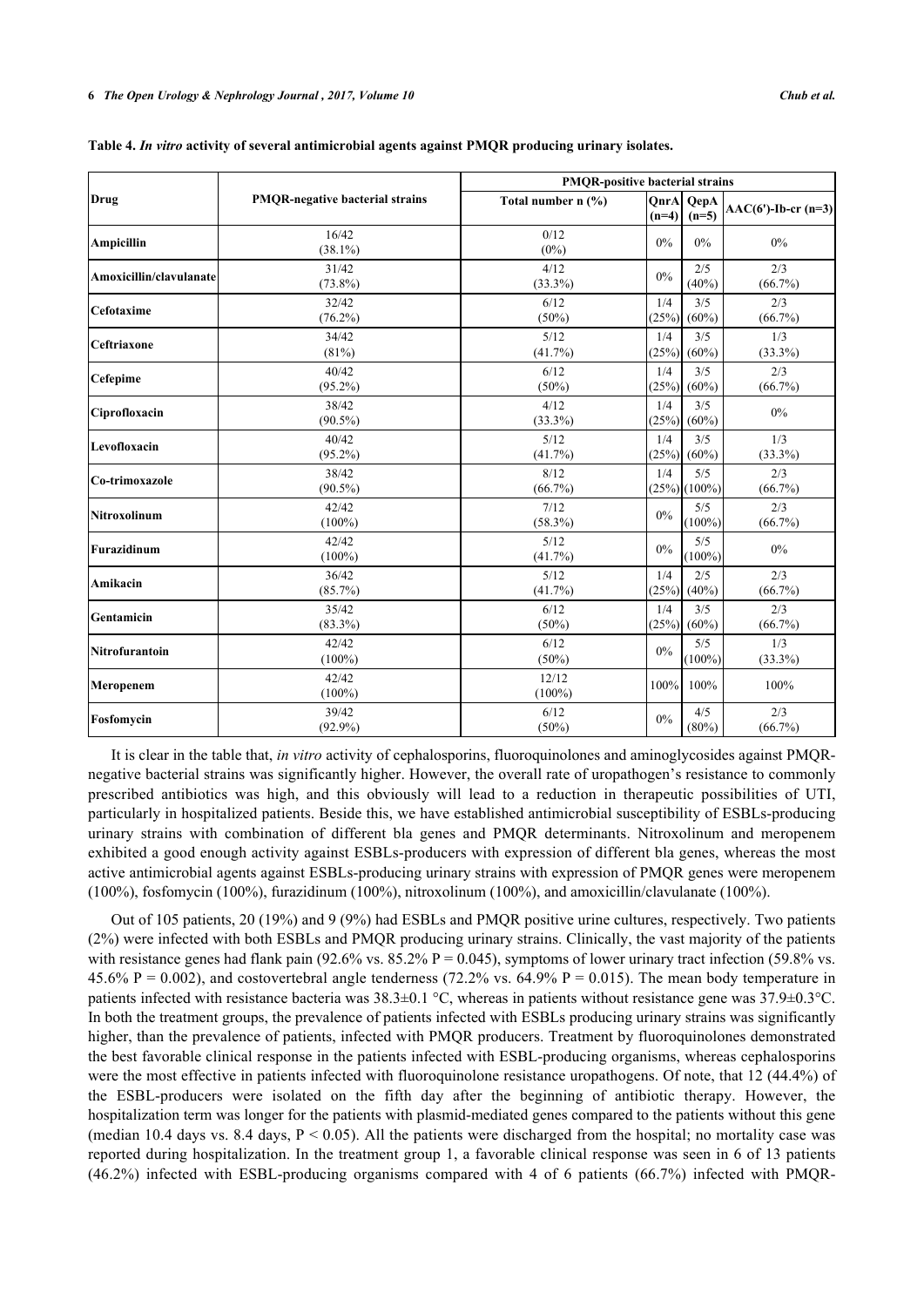**Table 4.** *In vitro* **activity of several antimicrobial agents against PMQR producing urinary isolates.**

| Drug | PMQR-negative bacterial strains | PMQR-positive bacterial strains | | | |
|---|---|---|---|---|---|
| | | Total number n (%) | QnrA (n=4) | QepA (n=5) | AAC(6')-Ib-cr (n=3) |
| **Ampicillin** | 16/42 (38.1%) | 0/12 (0%) | 0% | 0% | 0% |
| **Amoxicillin/clavulanate** | 31/42 (73.8%) | 4/12 (33.3%) | 0% | 2/5 (40%) | 2/3 (66.7%) |
| **Cefotaxime** | 32/42 (76.2%) | 6/12 (50%) | 1/4 (25%) | 3/5 (60%) | 2/3 (66.7%) |
| **Ceftriaxone** | 34/42 (81%) | 5/12 (41.7%) | 1/4 (25%) | 3/5 (60%) | 1/3 (33.3%) |
| **Cefepime** | 40/42 (95.2%) | 6/12 (50%) | 1/4 (25%) | 3/5 (60%) | 2/3 (66.7%) |
| **Ciprofloxacin** | 38/42 (90.5%) | 4/12 (33.3%) | 1/4 (25%) | 3/5 (60%) | 0% |
| **Levofloxacin** | 40/42 (95.2%) | 5/12 (41.7%) | 1/4 (25%) | 3/5 (60%) | 1/3 (33.3%) |
| **Co-trimoxazole** | 38/42 (90.5%) | 8/12 (66.7%) | 1/4 (25%) | 5/5 (100%) | 2/3 (66.7%) |
| **Nitroxolinum** | 42/42 (100%) | 7/12 (58.3%) | 0% | 5/5 (100%) | 2/3 (66.7%) |
| **Furazidinum** | 42/42 (100%) | 5/12 (41.7%) | 0% | 5/5 (100%) | 0% |
| **Amikacin** | 36/42 (85.7%) | 5/12 (41.7%) | 1/4 (25%) | 2/5 (40%) | 2/3 (66.7%) |
| **Gentamicin** | 35/42 (83.3%) | 6/12 (50%) | 1/4 (25%) | 3/5 (60%) | 2/3 (66.7%) |
| **Nitrofurantoin** | 42/42 (100%) | 6/12 (50%) | 0% | 5/5 (100%) | 1/3 (33.3%) |
| **Meropenem** | 42/42 (100%) | 12/12 (100%) | 100% | 100% | 100% |
| **Fosfomycin** | 39/42 (92.9%) | 6/12 (50%) | 0% | 4/5 (80%) | 2/3 (66.7%) |

It is clear in the table that, *in vitro* activity of cephalosporins, fluoroquinolones and aminoglycosides against PMQR-negative bacterial strains was significantly higher. However, the overall rate of uropathogen's resistance to commonly prescribed antibiotics was high, and this obviously will lead to a reduction in therapeutic possibilities of UTI, particularly in hospitalized patients. Beside this, we have established antimicrobial susceptibility of ESBLs-producing urinary strains with combination of different bla genes and PMQR determinants. Nitroxolinum and meropenem exhibited a good enough activity against ESBLs-producers with expression of different bla genes, whereas the most active antimicrobial agents against ESBLs-producing urinary strains with expression of PMQR genes were meropenem (100%), fosfomycin (100%), furazidinum (100%), nitroxolinum (100%), and amoxicillin/clavulanate (100%).

Out of 105 patients, 20 (19%) and 9 (9%) had ESBLs and PMQR positive urine cultures, respectively. Two patients (2%) were infected with both ESBLs and PMQR producing urinary strains. Clinically, the vast majority of the patients with resistance genes had flank pain (92.6% vs. 85.2% $P = 0.045$), symptoms of lower urinary tract infection (59.8% vs. 45.6% $P = 0.002$), and costovertebral angle tenderness (72.2% vs. 64.9% $P = 0.015$). The mean body temperature in patients infected with resistance bacteria was 38.3±0.1 °C, whereas in patients without resistance gene was 37.9±0.3°C. In both the treatment groups, the prevalence of patients infected with ESBLs producing urinary strains was significantly higher, than the prevalence of patients, infected with PMQR producers. Treatment by fluoroquinolones demonstrated the best favorable clinical response in the patients infected with ESBL-producing organisms, whereas cephalosporins were the most effective in patients infected with fluoroquinolone resistance uropathogens. Of note, that 12 (44.4%) of the ESBL-producers were isolated on the fifth day after the beginning of antibiotic therapy. However, the hospitalization term was longer for the patients with plasmid-mediated genes compared to the patients without this gene (median 10.4 days vs. 8.4 days, $P < 0.05$). All the patients were discharged from the hospital; no mortality case was reported during hospitalization. In the treatment group 1, a favorable clinical response was seen in 6 of 13 patients (46.2%) infected with ESBL-producing organisms compared with 4 of 6 patients (66.7%) infected with PMQR-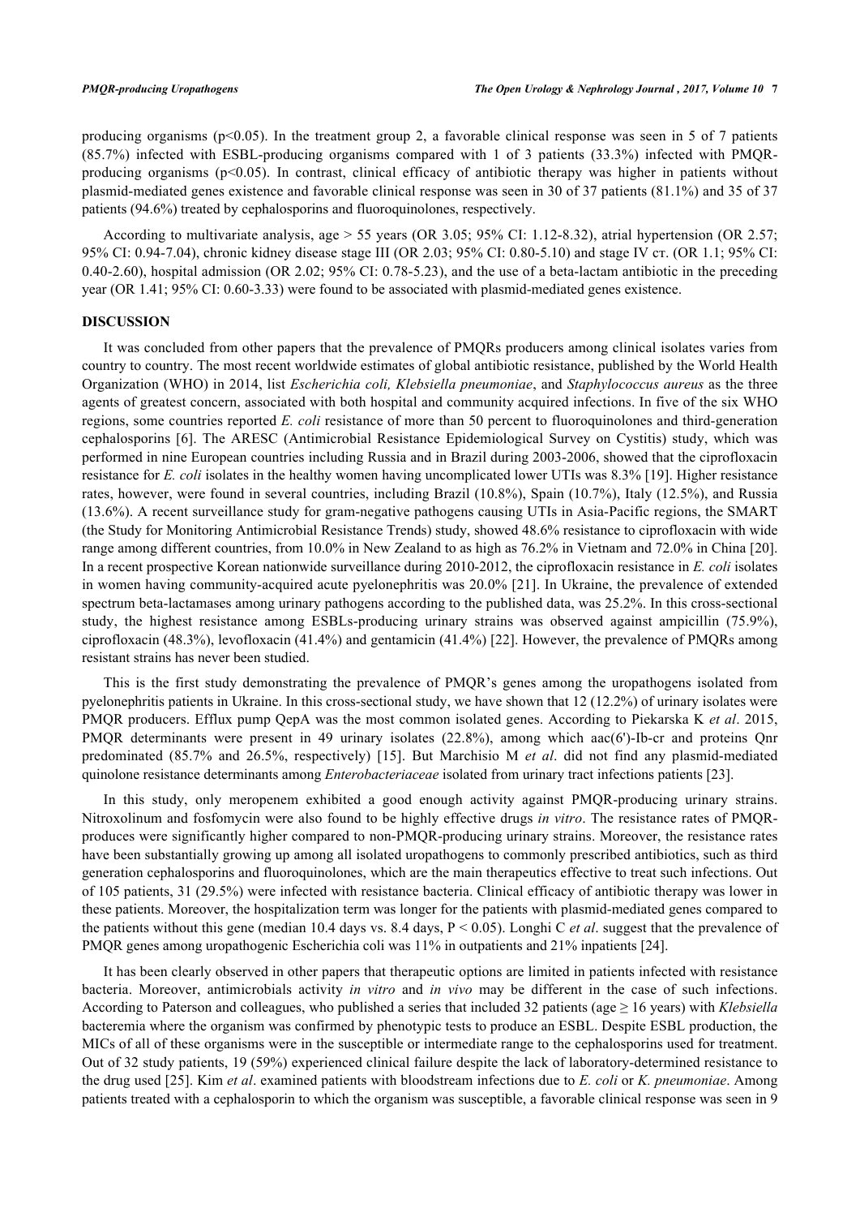producing organisms ($p<0.05$). In the treatment group 2, a favorable clinical response was seen in 5 of 7 patients (85.7%) infected with ESBL-producing organisms compared with 1 of 3 patients (33.3%) infected with PMQR-producing organisms ($p<0.05$). In contrast, clinical efficacy of antibiotic therapy was higher in patients without plasmid-mediated genes existence and favorable clinical response was seen in 30 of 37 patients (81.1%) and 35 of 37 patients (94.6%) treated by cephalosporins and fluoroquinolones, respectively.

According to multivariate analysis, age > 55 years (OR 3.05; 95% CI: 1.12-8.32), atrial hypertension (OR 2.57; 95% CI: 0.94-7.04), chronic kidney disease stage III (OR 2.03; 95% CI: 0.80-5.10) and stage IV ст. (OR 1.1; 95% CI: 0.40-2.60), hospital admission (OR 2.02; 95% CI: 0.78-5.23), and the use of a beta-lactam antibiotic in the preceding year (OR 1.41; 95% CI: 0.60-3.33) were found to be associated with plasmid-mediated genes existence.

## DISCUSSION

It was concluded from other papers that the prevalence of PMQRs producers among clinical isolates varies from country to country. The most recent worldwide estimates of global antibiotic resistance, published by the World Health Organization (WHO) in 2014, list *Escherichia coli, Klebsiella pneumoniae*, and *Staphylococcus aureus* as the three agents of greatest concern, associated with both hospital and community acquired infections. In five of the six WHO regions, some countries reported *E. coli* resistance of more than 50 percent to fluoroquinolones and third-generation cephalosporins [6]. The ARESC (Antimicrobial Resistance Epidemiological Survey on Cystitis) study, which was performed in nine European countries including Russia and in Brazil during 2003-2006, showed that the ciprofloxacin resistance for *E. coli* isolates in the healthy women having uncomplicated lower UTIs was 8.3% [19]. Higher resistance rates, however, were found in several countries, including Brazil (10.8%), Spain (10.7%), Italy (12.5%), and Russia (13.6%). A recent surveillance study for gram-negative pathogens causing UTIs in Asia-Pacific regions, the SMART (the Study for Monitoring Antimicrobial Resistance Trends) study, showed 48.6% resistance to ciprofloxacin with wide range among different countries, from 10.0% in New Zealand to as high as 76.2% in Vietnam and 72.0% in China [20]. In a recent prospective Korean nationwide surveillance during 2010-2012, the ciprofloxacin resistance in *E. coli* isolates in women having community-acquired acute pyelonephritis was 20.0% [21]. In Ukraine, the prevalence of extended spectrum beta-lactamases among urinary pathogens according to the published data, was 25.2%. In this cross-sectional study, the highest resistance among ESBLs-producing urinary strains was observed against ampicillin (75.9%), ciprofloxacin (48.3%), levofloxacin (41.4%) and gentamicin (41.4%) [22]. However, the prevalence of PMQRs among resistant strains has never been studied.

This is the first study demonstrating the prevalence of PMQR's genes among the uropathogens isolated from pyelonephritis patients in Ukraine. In this cross-sectional study, we have shown that 12 (12.2%) of urinary isolates were PMQR producers. Efflux pump QepA was the most common isolated genes. According to Piekarska K *et al*. 2015, PMQR determinants were present in 49 urinary isolates (22.8%), among which aac(6')-Ib-cr and proteins Qnr predominated (85.7% and 26.5%, respectively) [15]. But Marchisio M *et al*. did not find any plasmid-mediated quinolone resistance determinants among *Enterobacteriaceae* isolated from urinary tract infections patients [23].

In this study, only meropenem exhibited a good enough activity against PMQR-producing urinary strains. Nitroxolinum and fosfomycin were also found to be highly effective drugs *in vitro*. The resistance rates of PMQR-produces were significantly higher compared to non-PMQR-producing urinary strains. Moreover, the resistance rates have been substantially growing up among all isolated uropathogens to commonly prescribed antibiotics, such as third generation cephalosporins and fluoroquinolones, which are the main therapeutics effective to treat such infections. Out of 105 patients, 31 (29.5%) were infected with resistance bacteria. Clinical efficacy of antibiotic therapy was lower in these patients. Moreover, the hospitalization term was longer for the patients with plasmid-mediated genes compared to the patients without this gene (median 10.4 days vs. 8.4 days, $P < 0.05$). Longhi C *et al*. suggest that the prevalence of PMQR genes among uropathogenic Escherichia coli was 11% in outpatients and 21% inpatients [24].

It has been clearly observed in other papers that therapeutic options are limited in patients infected with resistance bacteria. Moreover, antimicrobials activity *in vitro* and *in vivo* may be different in the case of such infections. According to Paterson and colleagues, who published a series that included 32 patients (age ≥ 16 years) with *Klebsiella* bacteremia where the organism was confirmed by phenotypic tests to produce an ESBL. Despite ESBL production, the MICs of all of these organisms were in the susceptible or intermediate range to the cephalosporins used for treatment. Out of 32 study patients, 19 (59%) experienced clinical failure despite the lack of laboratory-determined resistance to the drug used [25]. Kim *et al*. examined patients with bloodstream infections due to *E. coli* or *K. pneumoniae*. Among patients treated with a cephalosporin to which the organism was susceptible, a favorable clinical response was seen in 9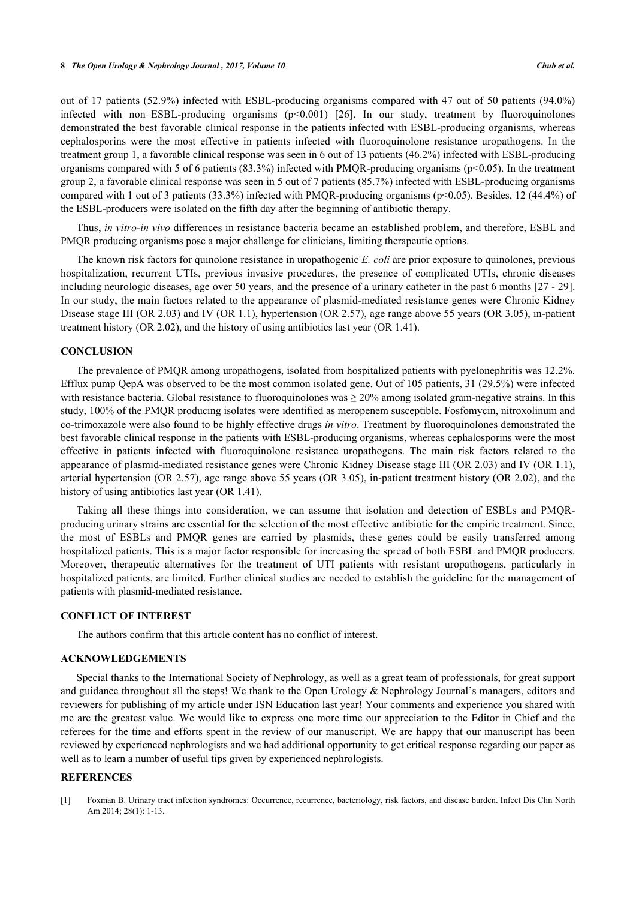out of 17 patients (52.9%) infected with ESBL-producing organisms compared with 47 out of 50 patients (94.0%) infected with non–ESBL-producing organisms ($p<0.001$) [26]. In our study, treatment by fluoroquinolones demonstrated the best favorable clinical response in the patients infected with ESBL-producing organisms, whereas cephalosporins were the most effective in patients infected with fluoroquinolone resistance uropathogens. In the treatment group 1, a favorable clinical response was seen in 6 out of 13 patients (46.2%) infected with ESBL-producing organisms compared with 5 of 6 patients (83.3%) infected with PMQR-producing organisms ($p<0.05$). In the treatment group 2, a favorable clinical response was seen in 5 out of 7 patients (85.7%) infected with ESBL-producing organisms compared with 1 out of 3 patients (33.3%) infected with PMQR-producing organisms ($p<0.05$). Besides, 12 (44.4%) of the ESBL-producers were isolated on the fifth day after the beginning of antibiotic therapy.

Thus, *in vitro-in vivo* differences in resistance bacteria became an established problem, and therefore, ESBL and PMQR producing organisms pose a major challenge for clinicians, limiting therapeutic options.

The known risk factors for quinolone resistance in uropathogenic *E. coli* are prior exposure to quinolones, previous hospitalization, recurrent UTIs, previous invasive procedures, the presence of complicated UTIs, chronic diseases including neurologic diseases, age over 50 years, and the presence of a urinary catheter in the past 6 months [27 - 29]. In our study, the main factors related to the appearance of plasmid-mediated resistance genes were Chronic Kidney Disease stage III (OR 2.03) and IV (OR 1.1), hypertension (OR 2.57), age range above 55 years (OR 3.05), in-patient treatment history (OR 2.02), and the history of using antibiotics last year (OR 1.41).

## CONCLUSION

The prevalence of PMQR among uropathogens, isolated from hospitalized patients with pyelonephritis was 12.2%. Efflux pump QepA was observed to be the most common isolated gene. Out of 105 patients, 31 (29.5%) were infected with resistance bacteria. Global resistance to fluoroquinolones was $\geq 20\%$ among isolated gram-negative strains. In this study, 100% of the PMQR producing isolates were identified as meropenem susceptible. Fosfomycin, nitroxolinum and co-trimoxazole were also found to be highly effective drugs *in vitro*. Treatment by fluoroquinolones demonstrated the best favorable clinical response in the patients with ESBL-producing organisms, whereas cephalosporins were the most effective in patients infected with fluoroquinolone resistance uropathogens. The main risk factors related to the appearance of plasmid-mediated resistance genes were Chronic Kidney Disease stage III (OR 2.03) and IV (OR 1.1), arterial hypertension (OR 2.57), age range above 55 years (OR 3.05), in-patient treatment history (OR 2.02), and the history of using antibiotics last year (OR 1.41).

Taking all these things into consideration, we can assume that isolation and detection of ESBLs and PMQR-producing urinary strains are essential for the selection of the most effective antibiotic for the empiric treatment. Since, the most of ESBLs and PMQR genes are carried by plasmids, these genes could be easily transferred among hospitalized patients. This is a major factor responsible for increasing the spread of both ESBL and PMQR producers. Moreover, therapeutic alternatives for the treatment of UTI patients with resistant uropathogens, particularly in hospitalized patients, are limited. Further clinical studies are needed to establish the guideline for the management of patients with plasmid-mediated resistance.

## CONFLICT OF INTEREST

The authors confirm that this article content has no conflict of interest.

## ACKNOWLEDGEMENTS

Special thanks to the International Society of Nephrology, as well as a great team of professionals, for great support and guidance throughout all the steps! We thank to the Open Urology & Nephrology Journal's managers, editors and reviewers for publishing of my article under ISN Education last year! Your comments and experience you shared with me are the greatest value. We would like to express one more time our appreciation to the Editor in Chief and the referees for the time and efforts spent in the review of our manuscript. We are happy that our manuscript has been reviewed by experienced nephrologists and we had additional opportunity to get critical response regarding our paper as well as to learn a number of useful tips given by experienced nephrologists.

## REFERENCES

[1] Foxman B. Urinary tract infection syndromes: Occurrence, recurrence, bacteriology, risk factors, and disease burden. Infect Dis Clin North Am 2014; 28(1): 1-13.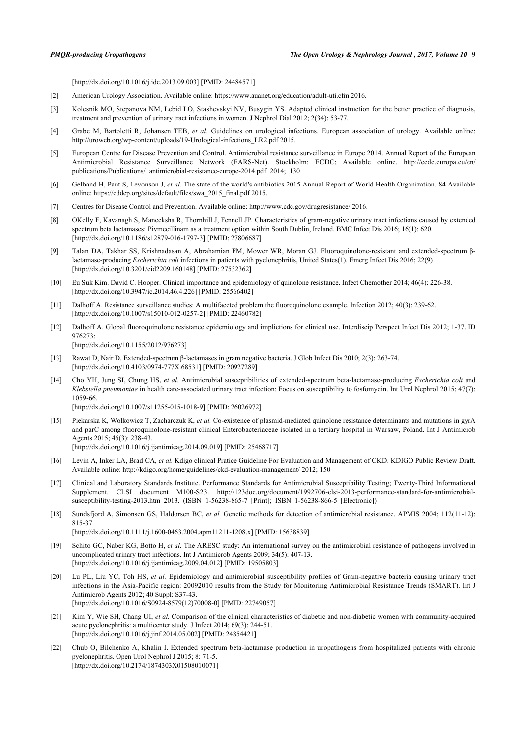[http://dx.doi.org/10.1016/j.idc.2013.09.003] [PMID: 24484571]

[2] American Urology Association. Available online: https://www.auanet.org/education/adult-uti.cfm 2016.

[3] Kolesnik MO, Stepanova NM, Lebid LO, Stashevskyi NV, Busygin YS. Adapted clinical instruction for the better practice of diagnosis, treatment and prevention of urinary tract infections in women. J Nephrol Dial 2012; 2(34): 53-77.

[4] Grabe M, Bartoletti R, Johansen TEB, *et al.* Guidelines on urological infections. European association of urology. Available online: http://uroweb.org/wp-content/uploads/19-Urological-infections_LR2.pdf 2015.

[5] European Centre for Disease Prevention and Control. Antimicrobial resistance surveillance in Europe 2014. Annual Report of the European Antimicrobial Resistance Surveillance Network (EARS-Net). Stockholm: ECDC; Available online. http://ecdc.europa.eu/en/publications/Publications/ antimicrobial-resistance-europe-2014.pdf 2014; 130

[6] Gelband H, Pant S, Levonson J, *et al.* The state of the world's antibiotics 2015 Annual Report of World Health Organization. 84 Available online: https://cddep.org/sites/default/files/swa_2015_final.pdf 2015.

[7] Centres for Disease Control and Prevention. Available online: http://www.cdc.gov/drugresistance/ 2016.

[8] OKelly F, Kavanagh S, Manecksha R, Thornhill J, Fennell JP. Characteristics of gram-negative urinary tract infections caused by extended spectrum beta lactamases: Pivmecillinam as a treatment option within South Dublin, Ireland. BMC Infect Dis 2016; 16(1): 620. [http://dx.doi.org/10.1186/s12879-016-1797-3] [PMID: 27806687]

[9] Talan DA, Takhar SS, Krishnadasan A, Abrahamian FM, Mower WR, Moran GJ. Fluoroquinolone-resistant and extended-spectrum β-lactamase-producing *Escherichia coli* infections in patients with pyelonephritis, United States(1). Emerg Infect Dis 2016; 22(9) [http://dx.doi.org/10.3201/eid2209.160148] [PMID: 27532362]

[10] Eu Suk Kim. David C. Hooper. Clinical importance and epidemiology of quinolone resistance. Infect Chemother 2014; 46(4): 226-38. [http://dx.doi.org/10.3947/ic.2014.46.4.226] [PMID: 25566402]

[11] Dalhoff A. Resistance surveillance studies: A multifaceted problem the fluoroquinolone example. Infection 2012; 40(3): 239-62. [http://dx.doi.org/10.1007/s15010-012-0257-2] [PMID: 22460782]

[12] Dalhoff A. Global fluoroquinolone resistance epidemiology and implictions for clinical use. Interdiscip Perspect Infect Dis 2012; 1-37. ID 976273: [http://dx.doi.org/10.1155/2012/976273]

[13] Rawat D, Nair D. Extended-spectrum β-lactamases in gram negative bacteria. J Glob Infect Dis 2010; 2(3): 263-74. [http://dx.doi.org/10.4103/0974-777X.68531] [PMID: 20927289]

[14] Cho YH, Jung SI, Chung HS, *et al.* Antimicrobial susceptibilities of extended-spectrum beta-lactamase-producing *Escherichia coli* and *Klebsiella pneumoniae* in health care-associated urinary tract infection: Focus on susceptibility to fosfomycin. Int Urol Nephrol 2015; 47(7): 1059-66. [http://dx.doi.org/10.1007/s11255-015-1018-9] [PMID: 26026972]

[15] Piekarska K, Wołkowicz T, Zacharczuk K, *et al.* Co-existence of plasmid-mediated quinolone resistance determinants and mutations in gyrA and parC among fluoroquinolone-resistant clinical Enterobacteriaceae isolated in a tertiary hospital in Warsaw, Poland. Int J Antimicrob Agents 2015; 45(3): 238-43. [http://dx.doi.org/10.1016/j.ijantimicag.2014.09.019] [PMID: 25468717]

[16] Levin A, Inker LA, Brad CA, *et al.* Kdigo clinical Pratice Guideline For Evaluation and Management of CKD. KDIGO Public Review Draft. Available online: http://kdigo.org/home/guidelines/ckd-evaluation-management/ 2012; 150

[17] Clinical and Laboratory Standards Institute. Performance Standards for Antimicrobial Susceptibility Testing; Twenty-Third Informational Supplement. CLSI document M100-S23. http://123doc.org/document/1992706-clsi-2013-performance-standard-for-antimicrobial-susceptibility-testing-2013.htm 2013. (ISBN 1-56238-865-7 [Print]; ISBN 1-56238-866-5 [Electronic])

[18] Sundsfjord A, Simonsen GS, Haldorsen BC, *et al.* Genetic methods for detection of antimicrobial resistance. APMIS 2004; 112(11-12): 815-37. [http://dx.doi.org/10.1111/j.1600-0463.2004.apm11211-1208.x] [PMID: 15638839]

[19] Schito GC, Naber KG, Botto H, *et al.* The ARESC study: An international survey on the antimicrobial resistance of pathogens involved in uncomplicated urinary tract infections. Int J Antimicrob Agents 2009; 34(5): 407-13. [http://dx.doi.org/10.1016/j.ijantimicag.2009.04.012] [PMID: 19505803]

[20] Lu PL, Liu YC, Toh HS, *et al.* Epidemiology and antimicrobial susceptibility profiles of Gram-negative bacteria causing urinary tract infections in the Asia-Pacific region: 20092010 results from the Study for Monitoring Antimicrobial Resistance Trends (SMART). Int J Antimicrob Agents 2012; 40 Suppl: S37-43. [http://dx.doi.org/10.1016/S0924-8579(12)70008-0] [PMID: 22749057]

[21] Kim Y, Wie SH, Chang UI, *et al.* Comparison of the clinical characteristics of diabetic and non-diabetic women with community-acquired acute pyelonephritis: a multicenter study. J Infect 2014; 69(3): 244-51. [http://dx.doi.org/10.1016/j.jinf.2014.05.002] [PMID: 24854421]

[22] Chub O, Bilchenko A, Khalin I. Extended spectrum beta-lactamase production in uropathogens from hospitalized patients with chronic pyelonephritis. Open Urol Nephrol J 2015; 8: 71-5. [http://dx.doi.org/10.2174/1874303X01508010071]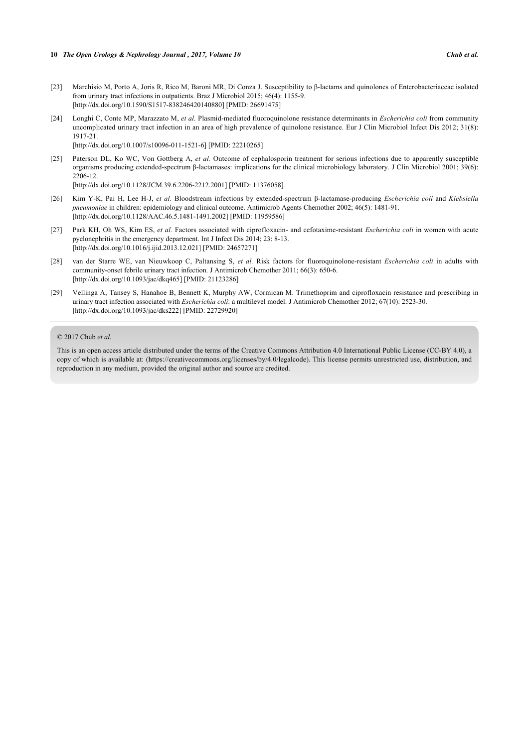[23] Marchisio M, Porto A, Joris R, Rico M, Baroni MR, Di Conza J. Susceptibility to β-lactams and quinolones of Enterobacteriaceae isolated from urinary tract infections in outpatients. Braz J Microbiol 2015; 46(4): 1155-9. [http://dx.doi.org/10.1590/S1517-838246420140880] [PMID: 26691475]

[24] Longhi C, Conte MP, Marazzato M, *et al.* Plasmid-mediated fluoroquinolone resistance determinants in *Escherichia coli* from community uncomplicated urinary tract infection in an area of high prevalence of quinolone resistance. Eur J Clin Microbiol Infect Dis 2012; 31(8): 1917-21. [http://dx.doi.org/10.1007/s10096-011-1521-6] [PMID: 22210265]

[25] Paterson DL, Ko WC, Von Gottberg A, *et al.* Outcome of cephalosporin treatment for serious infections due to apparently susceptible organisms producing extended-spectrum β-lactamases: implications for the clinical microbiology laboratory. J Clin Microbiol 2001; 39(6): 2206-12. [http://dx.doi.org/10.1128/JCM.39.6.2206-2212.2001] [PMID: 11376058]

[26] Kim Y-K, Pai H, Lee H-J, *et al.* Bloodstream infections by extended-spectrum β-lactamase-producing *Escherichia coli* and *Klebsiella pneumoniae* in children: epidemiology and clinical outcome. Antimicrob Agents Chemother 2002; 46(5): 1481-91. [http://dx.doi.org/10.1128/AAC.46.5.1481-1491.2002] [PMID: 11959586]

[27] Park KH, Oh WS, Kim ES, *et al.* Factors associated with ciprofloxacin- and cefotaxime-resistant *Escherichia coli* in women with acute pyelonephritis in the emergency department. Int J Infect Dis 2014; 23: 8-13. [http://dx.doi.org/10.1016/j.ijid.2013.12.021] [PMID: 24657271]

[28] van der Starre WE, van Nieuwkoop C, Paltansing S, *et al.* Risk factors for fluoroquinolone-resistant *Escherichia coli* in adults with community-onset febrile urinary tract infection. J Antimicrob Chemother 2011; 66(3): 650-6. [http://dx.doi.org/10.1093/jac/dkq465] [PMID: 21123286]

[29] Vellinga A, Tansey S, Hanahoe B, Bennett K, Murphy AW, Cormican M. Trimethoprim and ciprofloxacin resistance and prescribing in urinary tract infection associated with *Escherichia coli*: a multilevel model. J Antimicrob Chemother 2012; 67(10): 2523-30. [http://dx.doi.org/10.1093/jac/dks222] [PMID: 22729920]

---

© 2017 Chub *et al*.

This is an open access article distributed under the terms of the Creative Commons Attribution 4.0 International Public License (CC-BY 4.0), a copy of which is available at: (https://creativecommons.org/licenses/by/4.0/legalcode). This license permits unrestricted use, distribution, and reproduction in any medium, provided the original author and source are credited.